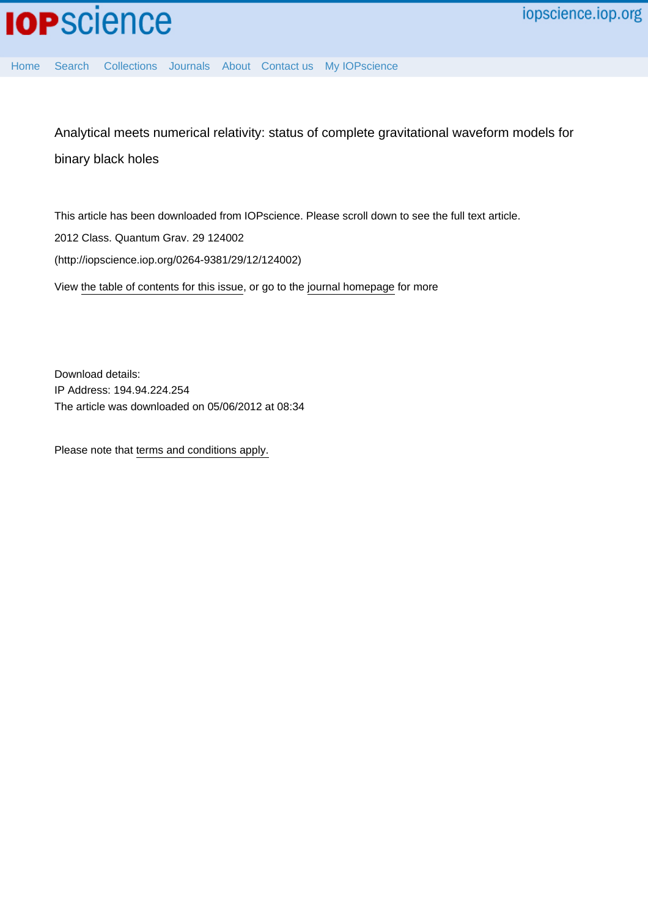Home Search Collections Journals About Contact us My IOPscience

# Analytical meets numerical relativity: status of complete gravitational waveform models for binary black holes

This article has been downloaded from IOPscience. Please scroll down to see the full text article.

2012 Class. Quantum Grav. 29 124002

(http://iopscience.iop.org/0264-9381/29/12/124002)

View the table of contents for this issue, or go to the journal homepage for more

Download details:
IP Address: 194.94.224.254
The article was downloaded on 05/06/2012 at 08:34

Please note that terms and conditions apply.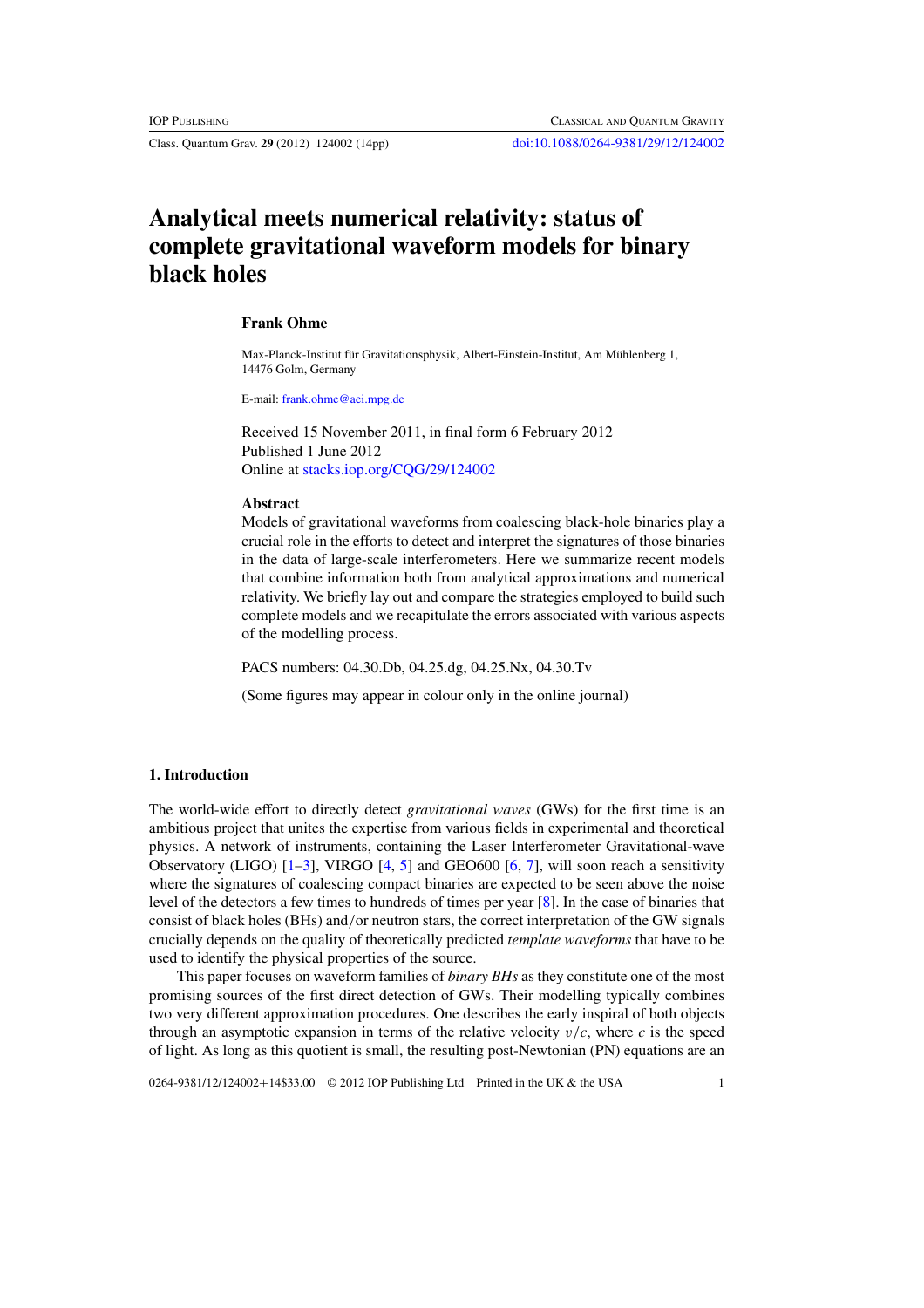# Analytical meets numerical relativity: status of complete gravitational waveform models for binary black holes

**Frank Ohme**

Max-Planck-Institut für Gravitationsphysik, Albert-Einstein-Institut, Am Mühlenberg 1, 14476 Golm, Germany

E-mail: frank.ohme@aei.mpg.de

Received 15 November 2011, in final form 6 February 2012
Published 1 June 2012
Online at stacks.iop.org/CQG/29/124002

## Abstract

Models of gravitational waveforms from coalescing black-hole binaries play a crucial role in the efforts to detect and interpret the signatures of those binaries in the data of large-scale interferometers. Here we summarize recent models that combine information both from analytical approximations and numerical relativity. We briefly lay out and compare the strategies employed to build such complete models and we recapitulate the errors associated with various aspects of the modelling process.

PACS numbers: 04.30.Db, 04.25.dg, 04.25.Nx, 04.30.Tv

(Some figures may appear in colour only in the online journal)

## 1. Introduction

The world-wide effort to directly detect *gravitational waves* (GWs) for the first time is an ambitious project that unites the expertise from various fields in experimental and theoretical physics. A network of instruments, containing the Laser Interferometer Gravitational-wave Observatory (LIGO) [1–3], VIRGO [4, 5] and GEO600 [6, 7], will soon reach a sensitivity where the signatures of coalescing compact binaries are expected to be seen above the noise level of the detectors a few times to hundreds of times per year [8]. In the case of binaries that consist of black holes (BHs) and/or neutron stars, the correct interpretation of the GW signals crucially depends on the quality of theoretically predicted *template waveforms* that have to be used to identify the physical properties of the source.

This paper focuses on waveform families of *binary BHs* as they constitute one of the most promising sources of the first direct detection of GWs. Their modelling typically combines two very different approximation procedures. One describes the early inspiral of both objects through an asymptotic expansion in terms of the relative velocity $v/c$, where $c$ is the speed of light. As long as this quotient is small, the resulting post-Newtonian (PN) equations are an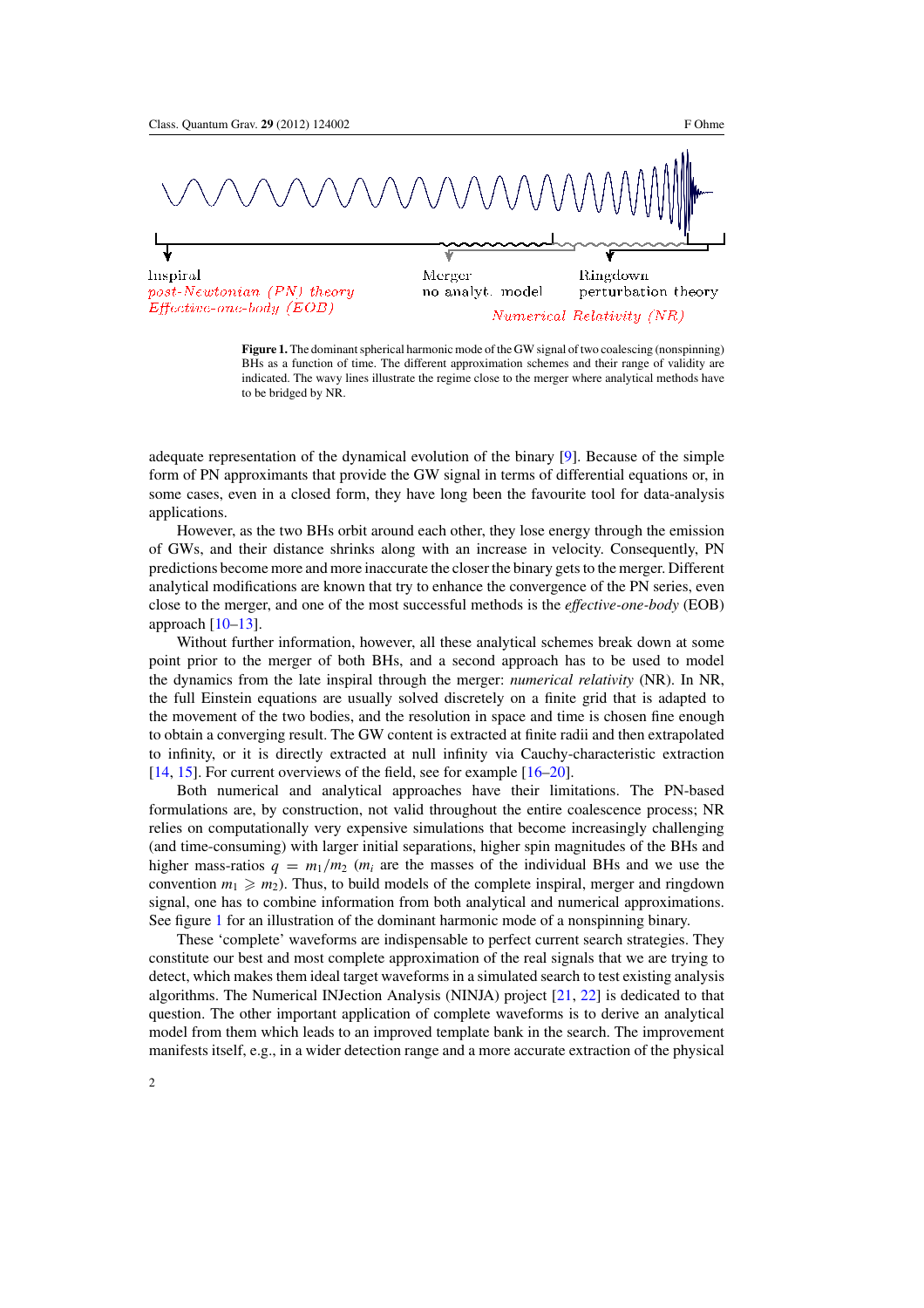Inspiral
post-Newtonian (PN) theory
Effective-one-body (EOB)

Merger
no analyt. model

Ringdown
perturbation theory

Numerical Relativity (NR)

**Figure 1.** The dominant spherical harmonic mode of the GW signal of two coalescing (nonspinning) BHs as a function of time. The different approximation schemes and their range of validity are indicated. The wavy lines illustrate the regime close to the merger where analytical methods have to be bridged by NR.

adequate representation of the dynamical evolution of the binary [9]. Because of the simple form of PN approximants that provide the GW signal in terms of differential equations or, in some cases, even in a closed form, they have long been the favourite tool for data-analysis applications.

However, as the two BHs orbit around each other, they lose energy through the emission of GWs, and their distance shrinks along with an increase in velocity. Consequently, PN predictions become more and more inaccurate the closer the binary gets to the merger. Different analytical modifications are known that try to enhance the convergence of the PN series, even close to the merger, and one of the most successful methods is the *effective-one-body* (EOB) approach [10–13].

Without further information, however, all these analytical schemes break down at some point prior to the merger of both BHs, and a second approach has to be used to model the dynamics from the late inspiral through the merger: *numerical relativity* (NR). In NR, the full Einstein equations are usually solved discretely on a finite grid that is adapted to the movement of the two bodies, and the resolution in space and time is chosen fine enough to obtain a converging result. The GW content is extracted at finite radii and then extrapolated to infinity, or it is directly extracted at null infinity via Cauchy-characteristic extraction [14, 15]. For current overviews of the field, see for example [16–20].

Both numerical and analytical approaches have their limitations. The PN-based formulations are, by construction, not valid throughout the entire coalescence process; NR relies on computationally very expensive simulations that become increasingly challenging (and time-consuming) with larger initial separations, higher spin magnitudes of the BHs and higher mass-ratios $q = m_1/m_2$ ($m_i$ are the masses of the individual BHs and we use the convention $m_1 \geqslant m_2$). Thus, to build models of the complete inspiral, merger and ringdown signal, one has to combine information from both analytical and numerical approximations. See figure 1 for an illustration of the dominant harmonic mode of a nonspinning binary.

These 'complete' waveforms are indispensable to perfect current search strategies. They constitute our best and most complete approximation of the real signals that we are trying to detect, which makes them ideal target waveforms in a simulated search to test existing analysis algorithms. The Numerical INJection Analysis (NINJA) project [21, 22] is dedicated to that question. The other important application of complete waveforms is to derive an analytical model from them which leads to an improved template bank in the search. The improvement manifests itself, e.g., in a wider detection range and a more accurate extraction of the physical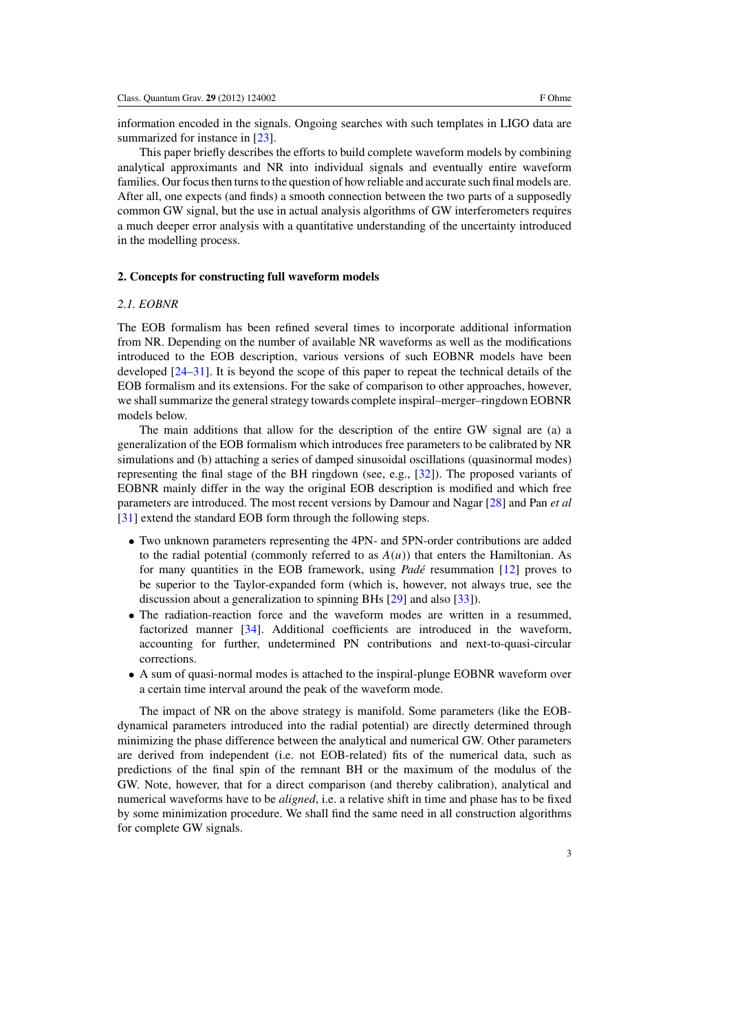information encoded in the signals. Ongoing searches with such templates in LIGO data are summarized for instance in [23].

This paper briefly describes the efforts to build complete waveform models by combining analytical approximants and NR into individual signals and eventually entire waveform families. Our focus then turns to the question of how reliable and accurate such final models are. After all, one expects (and finds) a smooth connection between the two parts of a supposedly common GW signal, but the use in actual analysis algorithms of GW interferometers requires a much deeper error analysis with a quantitative understanding of the uncertainty introduced in the modelling process.

## 2. Concepts for constructing full waveform models

### *2.1. EOBNR*

The EOB formalism has been refined several times to incorporate additional information from NR. Depending on the number of available NR waveforms as well as the modifications introduced to the EOB description, various versions of such EOBNR models have been developed [24–31]. It is beyond the scope of this paper to repeat the technical details of the EOB formalism and its extensions. For the sake of comparison to other approaches, however, we shall summarize the general strategy towards complete inspiral–merger–ringdown EOBNR models below.

The main additions that allow for the description of the entire GW signal are (a) a generalization of the EOB formalism which introduces free parameters to be calibrated by NR simulations and (b) attaching a series of damped sinusoidal oscillations (quasinormal modes) representing the final stage of the BH ringdown (see, e.g., [32]). The proposed variants of EOBNR mainly differ in the way the original EOB description is modified and which free parameters are introduced. The most recent versions by Damour and Nagar [28] and Pan *et al* [31] extend the standard EOB form through the following steps.

- Two unknown parameters representing the 4PN- and 5PN-order contributions are added to the radial potential (commonly referred to as $A(u)$) that enters the Hamiltonian. As for many quantities in the EOB framework, using *Padé* resummation [12] proves to be superior to the Taylor-expanded form (which is, however, not always true, see the discussion about a generalization to spinning BHs [29] and also [33]).
- The radiation-reaction force and the waveform modes are written in a resummed, factorized manner [34]. Additional coefficients are introduced in the waveform, accounting for further, undetermined PN contributions and next-to-quasi-circular corrections.
- A sum of quasi-normal modes is attached to the inspiral-plunge EOBNR waveform over a certain time interval around the peak of the waveform mode.

The impact of NR on the above strategy is manifold. Some parameters (like the EOB-dynamical parameters introduced into the radial potential) are directly determined through minimizing the phase difference between the analytical and numerical GW. Other parameters are derived from independent (i.e. not EOB-related) fits of the numerical data, such as predictions of the final spin of the remnant BH or the maximum of the modulus of the GW. Note, however, that for a direct comparison (and thereby calibration), analytical and numerical waveforms have to be *aligned*, i.e. a relative shift in time and phase has to be fixed by some minimization procedure. We shall find the same need in all construction algorithms for complete GW signals.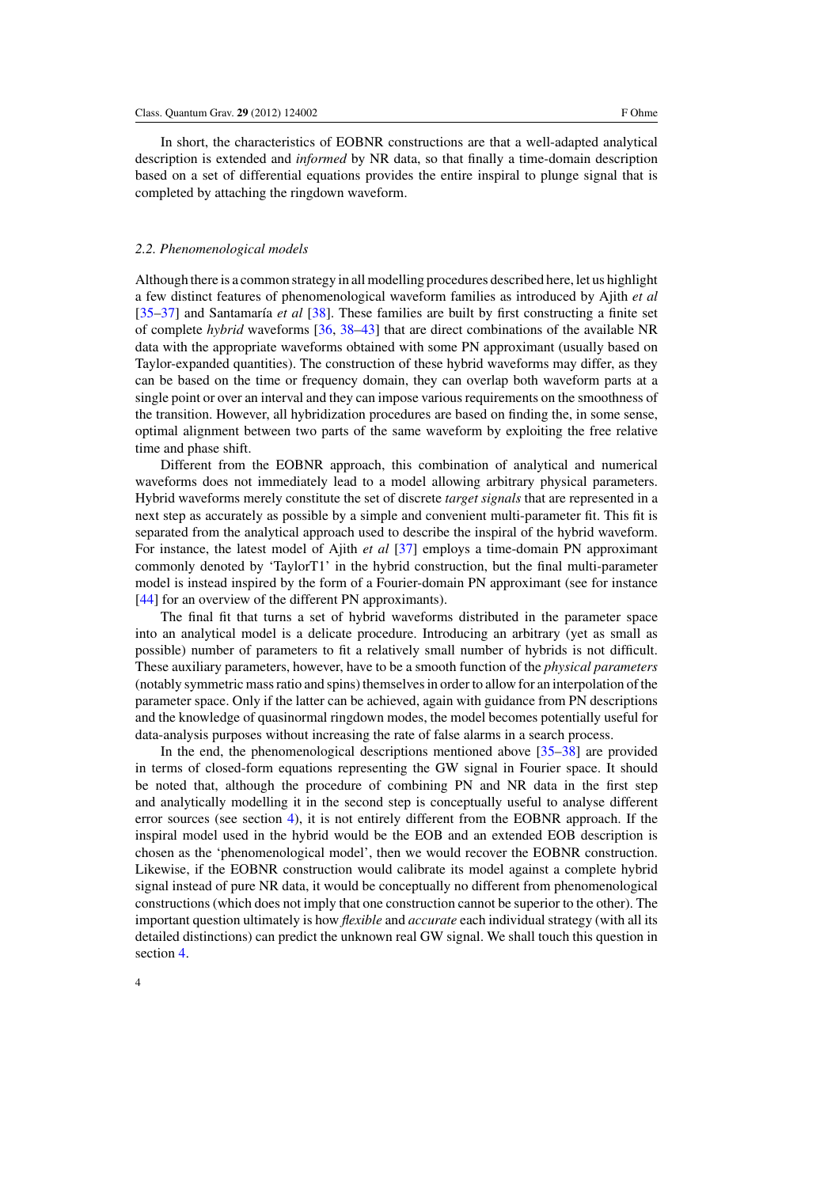In short, the characteristics of EOBNR constructions are that a well-adapted analytical description is extended and *informed* by NR data, so that finally a time-domain description based on a set of differential equations provides the entire inspiral to plunge signal that is completed by attaching the ringdown waveform.

### 2.2. Phenomenological models

Although there is a common strategy in all modelling procedures described here, let us highlight a few distinct features of phenomenological waveform families as introduced by Ajith *et al* [35–37] and Santamaría *et al* [38]. These families are built by first constructing a finite set of complete *hybrid* waveforms [36, 38–43] that are direct combinations of the available NR data with the appropriate waveforms obtained with some PN approximant (usually based on Taylor-expanded quantities). The construction of these hybrid waveforms may differ, as they can be based on the time or frequency domain, they can overlap both waveform parts at a single point or over an interval and they can impose various requirements on the smoothness of the transition. However, all hybridization procedures are based on finding the, in some sense, optimal alignment between two parts of the same waveform by exploiting the free relative time and phase shift.

Different from the EOBNR approach, this combination of analytical and numerical waveforms does not immediately lead to a model allowing arbitrary physical parameters. Hybrid waveforms merely constitute the set of discrete *target signals* that are represented in a next step as accurately as possible by a simple and convenient multi-parameter fit. This fit is separated from the analytical approach used to describe the inspiral of the hybrid waveform. For instance, the latest model of Ajith *et al* [37] employs a time-domain PN approximant commonly denoted by 'TaylorT1' in the hybrid construction, but the final multi-parameter model is instead inspired by the form of a Fourier-domain PN approximant (see for instance [44] for an overview of the different PN approximants).

The final fit that turns a set of hybrid waveforms distributed in the parameter space into an analytical model is a delicate procedure. Introducing an arbitrary (yet as small as possible) number of parameters to fit a relatively small number of hybrids is not difficult. These auxiliary parameters, however, have to be a smooth function of the *physical parameters* (notably symmetric mass ratio and spins) themselves in order to allow for an interpolation of the parameter space. Only if the latter can be achieved, again with guidance from PN descriptions and the knowledge of quasinormal ringdown modes, the model becomes potentially useful for data-analysis purposes without increasing the rate of false alarms in a search process.

In the end, the phenomenological descriptions mentioned above [35–38] are provided in terms of closed-form equations representing the GW signal in Fourier space. It should be noted that, although the procedure of combining PN and NR data in the first step and analytically modelling it in the second step is conceptually useful to analyse different error sources (see section 4), it is not entirely different from the EOBNR approach. If the inspiral model used in the hybrid would be the EOB and an extended EOB description is chosen as the 'phenomenological model', then we would recover the EOBNR construction. Likewise, if the EOBNR construction would calibrate its model against a complete hybrid signal instead of pure NR data, it would be conceptually no different from phenomenological constructions (which does not imply that one construction cannot be superior to the other). The important question ultimately is how *flexible* and *accurate* each individual strategy (with all its detailed distinctions) can predict the unknown real GW signal. We shall touch this question in section 4.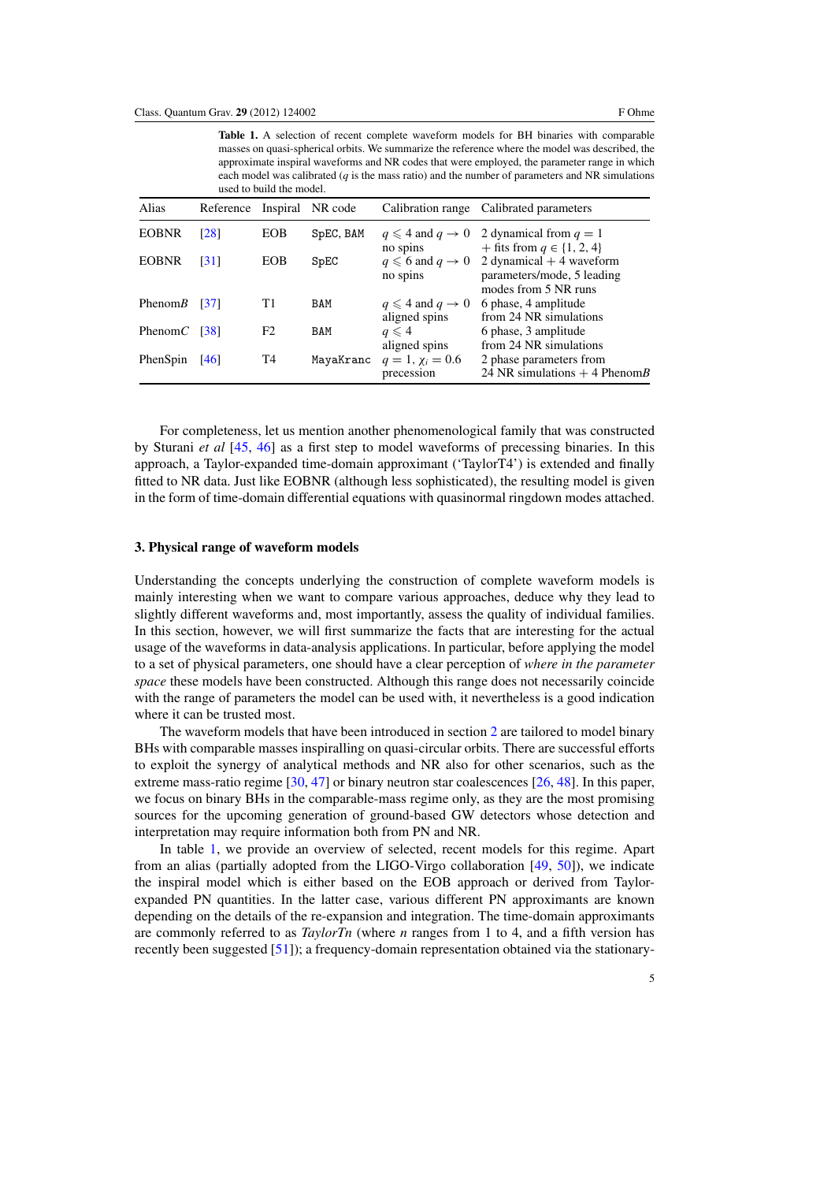**Table 1.** A selection of recent complete waveform models for BH binaries with comparable masses on quasi-spherical orbits. We summarize the reference where the model was described, the approximate inspiral waveforms and NR codes that were employed, the parameter range in which each model was calibrated ($q$ is the mass ratio) and the number of parameters and NR simulations used to build the model.

| Alias | Reference | Inspiral | NR code | Calibration range | Calibrated parameters |
|---|---|---|---|---|---|
| EOBNR | [28] | EOB | SpEC, BAM | $q \leqslant 4$ and $q \to 0$ no spins | 2 dynamical from $q = 1$ + fits from $q \in \{1, 2, 4\}$ |
| EOBNR | [31] | EOB | SpEC | $q \leqslant 6$ and $q \to 0$ no spins | 2 dynamical + 4 waveform parameters/mode, 5 leading modes from 5 NR runs |
| Phenom*B* | [37] | T1 | BAM | $q \leqslant 4$ and $q \to 0$ aligned spins | 6 phase, 4 amplitude from 24 NR simulations |
| Phenom*C* | [38] | F2 | BAM | $q \leqslant 4$ aligned spins | 6 phase, 3 amplitude from 24 NR simulations |
| PhenSpin | [46] | T4 | MayaKranc | $q = 1$, $\chi_i = 0.6$ precession | 2 phase parameters from 24 NR simulations + 4 Phenom*B* |

For completeness, let us mention another phenomenological family that was constructed by Sturani *et al* [45, 46] as a first step to model waveforms of precessing binaries. In this approach, a Taylor-expanded time-domain approximant ('TaylorT4') is extended and finally fitted to NR data. Just like EOBNR (although less sophisticated), the resulting model is given in the form of time-domain differential equations with quasinormal ringdown modes attached.

## 3. Physical range of waveform models

Understanding the concepts underlying the construction of complete waveform models is mainly interesting when we want to compare various approaches, deduce why they lead to slightly different waveforms and, most importantly, assess the quality of individual families. In this section, however, we will first summarize the facts that are interesting for the actual usage of the waveforms in data-analysis applications. In particular, before applying the model to a set of physical parameters, one should have a clear perception of *where in the parameter space* these models have been constructed. Although this range does not necessarily coincide with the range of parameters the model can be used with, it nevertheless is a good indication where it can be trusted most.

The waveform models that have been introduced in section 2 are tailored to model binary BHs with comparable masses inspiralling on quasi-circular orbits. There are successful efforts to exploit the synergy of analytical methods and NR also for other scenarios, such as the extreme mass-ratio regime [30, 47] or binary neutron star coalescences [26, 48]. In this paper, we focus on binary BHs in the comparable-mass regime only, as they are the most promising sources for the upcoming generation of ground-based GW detectors whose detection and interpretation may require information both from PN and NR.

In table 1, we provide an overview of selected, recent models for this regime. Apart from an alias (partially adopted from the LIGO-Virgo collaboration [49, 50]), we indicate the inspiral model which is either based on the EOB approach or derived from Taylor-expanded PN quantities. In the latter case, various different PN approximants are known depending on the details of the re-expansion and integration. The time-domain approximants are commonly referred to as *TaylorTn* (where *n* ranges from 1 to 4, and a fifth version has recently been suggested [51]); a frequency-domain representation obtained via the stationary-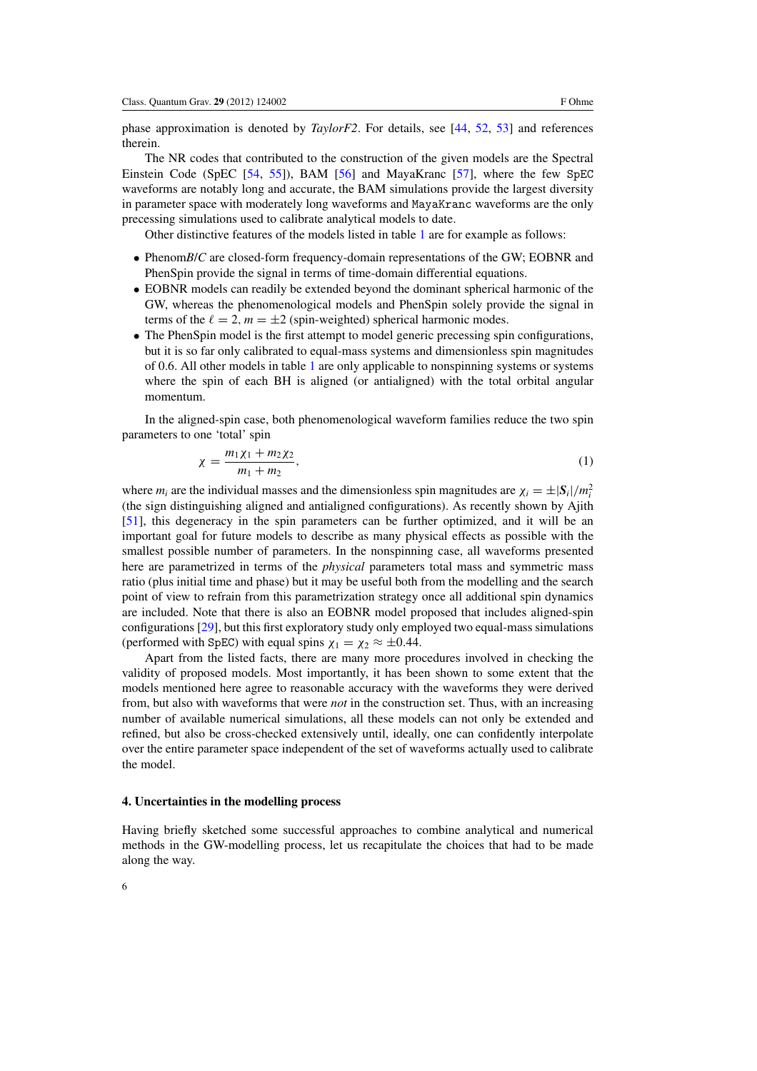phase approximation is denoted by *TaylorF2*. For details, see [44, 52, 53] and references therein.

The NR codes that contributed to the construction of the given models are the Spectral Einstein Code (SpEC [54, 55]), BAM [56] and MayaKranc [57], where the few SpEC waveforms are notably long and accurate, the BAM simulations provide the largest diversity in parameter space with moderately long waveforms and MayaKranc waveforms are the only precessing simulations used to calibrate analytical models to date.

Other distinctive features of the models listed in table 1 are for example as follows:

- Phenom*B*/*C* are closed-form frequency-domain representations of the GW; EOBNR and PhenSpin provide the signal in terms of time-domain differential equations.
- EOBNR models can readily be extended beyond the dominant spherical harmonic of the GW, whereas the phenomenological models and PhenSpin solely provide the signal in terms of the $\ell = 2, m = \pm 2$ (spin-weighted) spherical harmonic modes.
- The PhenSpin model is the first attempt to model generic precessing spin configurations, but it is so far only calibrated to equal-mass systems and dimensionless spin magnitudes of 0.6. All other models in table 1 are only applicable to nonspinning systems or systems where the spin of each BH is aligned (or antialigned) with the total orbital angular momentum.

In the aligned-spin case, both phenomenological waveform families reduce the two spin parameters to one 'total' spin

$$\chi = \frac{m_1\chi_1 + m_2\chi_2}{m_1 + m_2}, \tag{1}$$

where $m_i$ are the individual masses and the dimensionless spin magnitudes are $\chi_i = \pm|\boldsymbol{S}_i|/m_i^2$ (the sign distinguishing aligned and antialigned configurations). As recently shown by Ajith [51], this degeneracy in the spin parameters can be further optimized, and it will be an important goal for future models to describe as many physical effects as possible with the smallest possible number of parameters. In the nonspinning case, all waveforms presented here are parametrized in terms of the *physical* parameters total mass and symmetric mass ratio (plus initial time and phase) but it may be useful both from the modelling and the search point of view to refrain from this parametrization strategy once all additional spin dynamics are included. Note that there is also an EOBNR model proposed that includes aligned-spin configurations [29], but this first exploratory study only employed two equal-mass simulations (performed with SpEC) with equal spins $\chi_1 = \chi_2 \approx \pm 0.44$.

Apart from the listed facts, there are many more procedures involved in checking the validity of proposed models. Most importantly, it has been shown to some extent that the models mentioned here agree to reasonable accuracy with the waveforms they were derived from, but also with waveforms that were *not* in the construction set. Thus, with an increasing number of available numerical simulations, all these models can not only be extended and refined, but also be cross-checked extensively until, ideally, one can confidently interpolate over the entire parameter space independent of the set of waveforms actually used to calibrate the model.

## 4. Uncertainties in the modelling process

Having briefly sketched some successful approaches to combine analytical and numerical methods in the GW-modelling process, let us recapitulate the choices that had to be made along the way.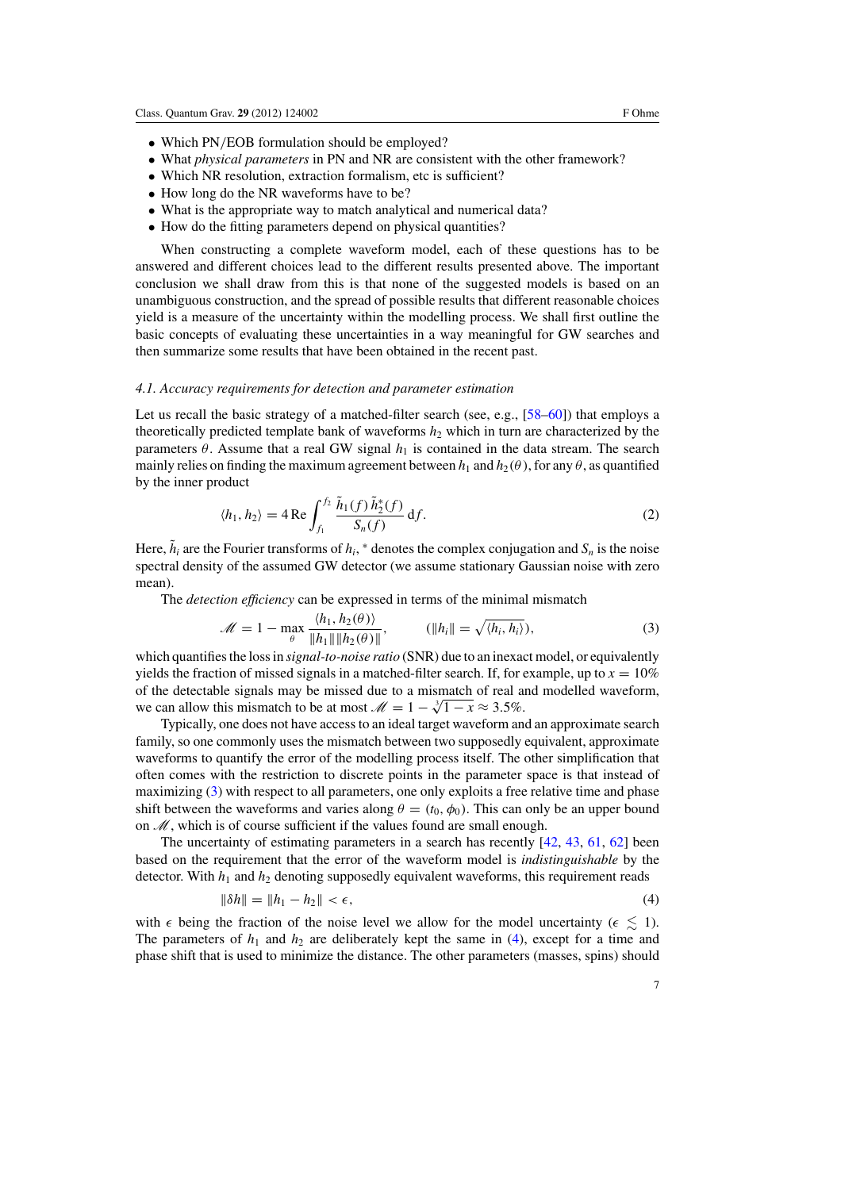- Which PN/EOB formulation should be employed?
- What *physical parameters* in PN and NR are consistent with the other framework?
- Which NR resolution, extraction formalism, etc is sufficient?
- How long do the NR waveforms have to be?
- What is the appropriate way to match analytical and numerical data?
- How do the fitting parameters depend on physical quantities?

When constructing a complete waveform model, each of these questions has to be answered and different choices lead to the different results presented above. The important conclusion we shall draw from this is that none of the suggested models is based on an unambiguous construction, and the spread of possible results that different reasonable choices yield is a measure of the uncertainty within the modelling process. We shall first outline the basic concepts of evaluating these uncertainties in a way meaningful for GW searches and then summarize some results that have been obtained in the recent past.

### 4.1. Accuracy requirements for detection and parameter estimation

Let us recall the basic strategy of a matched-filter search (see, e.g., [58–60]) that employs a theoretically predicted template bank of waveforms $h_2$ which in turn are characterized by the parameters $\theta$. Assume that a real GW signal $h_1$ is contained in the data stream. The search mainly relies on finding the maximum agreement between $h_1$ and $h_2(\theta)$, for any $\theta$, as quantified by the inner product

$$\langle h_1, h_2 \rangle = 4\,\mathrm{Re} \int_{f_1}^{f_2} \frac{\tilde{h}_1(f)\,\tilde{h}_2^*(f)}{S_n(f)}\,\mathrm{d}f. \tag{2}$$

Here, $\tilde{h}_i$ are the Fourier transforms of $h_i$, $^*$ denotes the complex conjugation and $S_n$ is the noise spectral density of the assumed GW detector (we assume stationary Gaussian noise with zero mean).

The *detection efficiency* can be expressed in terms of the minimal mismatch

$$\mathscr{M} = 1 - \max_{\theta} \frac{\langle h_1, h_2(\theta)\rangle}{\|h_1\|\,\|h_2(\theta)\|}, \qquad \left(\|h_i\| = \sqrt{\langle h_i, h_i\rangle}\right), \tag{3}$$

which quantifies the loss in *signal-to-noise ratio* (SNR) due to an inexact model, or equivalently yields the fraction of missed signals in a matched-filter search. If, for example, up to $x = 10\%$ of the detectable signals may be missed due to a mismatch of real and modelled waveform, we can allow this mismatch to be at most $\mathscr{M} = 1 - \sqrt[3]{1-x} \approx 3.5\%$.

Typically, one does not have access to an ideal target waveform and an approximate search family, so one commonly uses the mismatch between two supposedly equivalent, approximate waveforms to quantify the error of the modelling process itself. The other simplification that often comes with the restriction to discrete points in the parameter space is that instead of maximizing (3) with respect to all parameters, one only exploits a free relative time and phase shift between the waveforms and varies along $\theta = (t_0, \phi_0)$. This can only be an upper bound on $\mathscr{M}$, which is of course sufficient if the values found are small enough.

The uncertainty of estimating parameters in a search has recently [42, 43, 61, 62] been based on the requirement that the error of the waveform model is *indistinguishable* by the detector. With $h_1$ and $h_2$ denoting supposedly equivalent waveforms, this requirement reads

$$\|\delta h\| = \|h_1 - h_2\| < \epsilon, \tag{4}$$

with $\epsilon$ being the fraction of the noise level we allow for the model uncertainty ($\epsilon \lesssim 1$). The parameters of $h_1$ and $h_2$ are deliberately kept the same in (4), except for a time and phase shift that is used to minimize the distance. The other parameters (masses, spins) should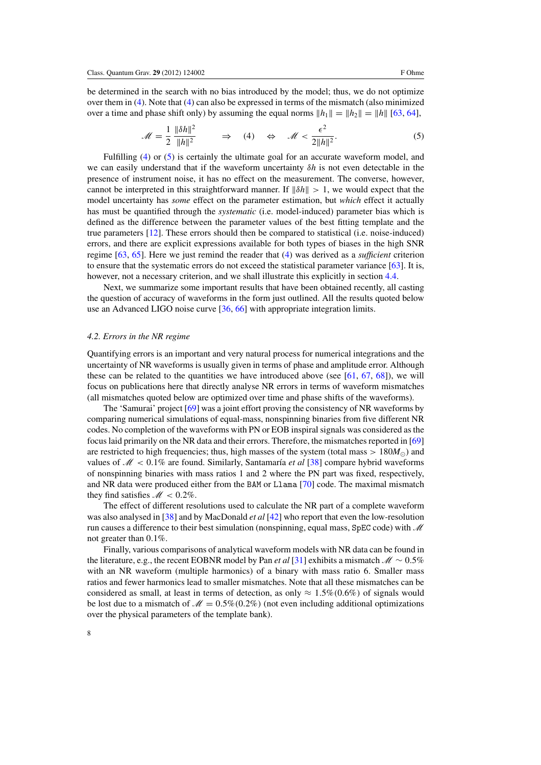be determined in the search with no bias introduced by the model; thus, we do not optimize over them in (4). Note that (4) can also be expressed in terms of the mismatch (also minimized over a time and phase shift only) by assuming the equal norms $\|h_1\| = \|h_2\| = \|h\|$ [63, 64],

$$\mathscr{M} = \frac{1}{2}\,\frac{\|\delta h\|^2}{\|h\|^2} \qquad \Rightarrow \quad (4) \quad \Leftrightarrow \quad \mathscr{M} < \frac{\epsilon^2}{2\|h\|^2}. \tag{5}$$

Fulfilling (4) or (5) is certainly the ultimate goal for an accurate waveform model, and we can easily understand that if the waveform uncertainty $\delta h$ is not even detectable in the presence of instrument noise, it has no effect on the measurement. The converse, however, cannot be interpreted in this straightforward manner. If $\|\delta h\| > 1$, we would expect that the model uncertainty has *some* effect on the parameter estimation, but *which* effect it actually has must be quantified through the *systematic* (i.e. model-induced) parameter bias which is defined as the difference between the parameter values of the best fitting template and the true parameters [12]. These errors should then be compared to statistical (i.e. noise-induced) errors, and there are explicit expressions available for both types of biases in the high SNR regime [63, 65]. Here we just remind the reader that (4) was derived as a *sufficient* criterion to ensure that the systematic errors do not exceed the statistical parameter variance [63]. It is, however, not a necessary criterion, and we shall illustrate this explicitly in section 4.4.

Next, we summarize some important results that have been obtained recently, all casting the question of accuracy of waveforms in the form just outlined. All the results quoted below use an Advanced LIGO noise curve [36, 66] with appropriate integration limits.

### *4.2. Errors in the NR regime*

Quantifying errors is an important and very natural process for numerical integrations and the uncertainty of NR waveforms is usually given in terms of phase and amplitude error. Although these can be related to the quantities we have introduced above (see [61, 67, 68]), we will focus on publications here that directly analyse NR errors in terms of waveform mismatches (all mismatches quoted below are optimized over time and phase shifts of the waveforms).

The 'Samurai' project [69] was a joint effort proving the consistency of NR waveforms by comparing numerical simulations of equal-mass, nonspinning binaries from five different NR codes. No completion of the waveforms with PN or EOB inspiral signals was considered as the focus laid primarily on the NR data and their errors. Therefore, the mismatches reported in [69] are restricted to high frequencies; thus, high masses of the system (total mass $> 180M_\odot$) and values of $\mathscr{M} < 0.1\%$ are found. Similarly, Santamaría *et al* [38] compare hybrid waveforms of nonspinning binaries with mass ratios 1 and 2 where the PN part was fixed, respectively, and NR data were produced either from the `BAM` or `Llama` [70] code. The maximal mismatch they find satisfies $\mathscr{M} < 0.2\%$.

The effect of different resolutions used to calculate the NR part of a complete waveform was also analysed in [38] and by MacDonald *et al* [42] who report that even the low-resolution run causes a difference to their best simulation (nonspinning, equal mass, `SpEC` code) with $\mathscr{M}$ not greater than 0.1%.

Finally, various comparisons of analytical waveform models with NR data can be found in the literature, e.g., the recent EOBNR model by Pan *et al* [31] exhibits a mismatch $\mathscr{M} \sim 0.5\%$ with an NR waveform (multiple harmonics) of a binary with mass ratio 6. Smaller mass ratios and fewer harmonics lead to smaller mismatches. Note that all these mismatches can be considered as small, at least in terms of detection, as only $\approx 1.5\%(0.6\%)$ of signals would be lost due to a mismatch of $\mathscr{M} = 0.5\%(0.2\%)$ (not even including additional optimizations over the physical parameters of the template bank).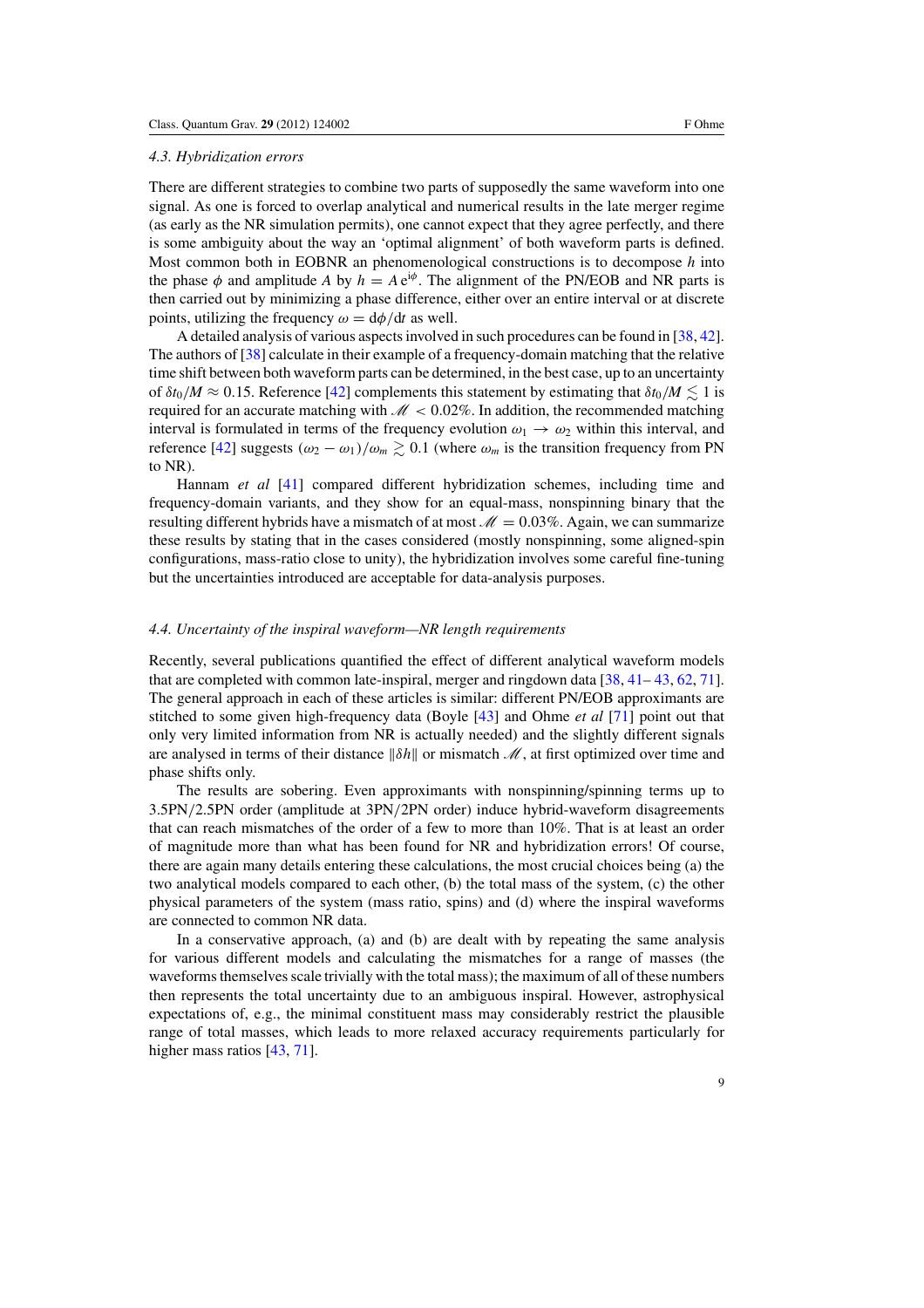### 4.3. Hybridization errors

There are different strategies to combine two parts of supposedly the same waveform into one signal. As one is forced to overlap analytical and numerical results in the late merger regime (as early as the NR simulation permits), one cannot expect that they agree perfectly, and there is some ambiguity about the way an 'optimal alignment' of both waveform parts is defined. Most common both in EOBNR an phenomenological constructions is to decompose $h$ into the phase $\phi$ and amplitude $A$ by $h = A\,e^{i\phi}$. The alignment of the PN/EOB and NR parts is then carried out by minimizing a phase difference, either over an entire interval or at discrete points, utilizing the frequency $\omega = d\phi/dt$ as well.

A detailed analysis of various aspects involved in such procedures can be found in [38, 42]. The authors of [38] calculate in their example of a frequency-domain matching that the relative time shift between both waveform parts can be determined, in the best case, up to an uncertainty of $\delta t_0/M \approx 0.15$. Reference [42] complements this statement by estimating that $\delta t_0/M \lesssim 1$ is required for an accurate matching with $\mathscr{M} < 0.02\%$. In addition, the recommended matching interval is formulated in terms of the frequency evolution $\omega_1 \rightarrow \omega_2$ within this interval, and reference [42] suggests $(\omega_2 - \omega_1)/\omega_m \gtrsim 0.1$ (where $\omega_m$ is the transition frequency from PN to NR).

Hannam *et al* [41] compared different hybridization schemes, including time and frequency-domain variants, and they show for an equal-mass, nonspinning binary that the resulting different hybrids have a mismatch of at most $\mathscr{M} = 0.03\%$. Again, we can summarize these results by stating that in the cases considered (mostly nonspinning, some aligned-spin configurations, mass-ratio close to unity), the hybridization involves some careful fine-tuning but the uncertainties introduced are acceptable for data-analysis purposes.

### 4.4. Uncertainty of the inspiral waveform—NR length requirements

Recently, several publications quantified the effect of different analytical waveform models that are completed with common late-inspiral, merger and ringdown data [38, 41–43, 62, 71]. The general approach in each of these articles is similar: different PN/EOB approximants are stitched to some given high-frequency data (Boyle [43] and Ohme *et al* [71] point out that only very limited information from NR is actually needed) and the slightly different signals are analysed in terms of their distance $\|\delta h\|$ or mismatch $\mathscr{M}$, at first optimized over time and phase shifts only.

The results are sobering. Even approximants with nonspinning/spinning terms up to 3.5PN/2.5PN order (amplitude at 3PN/2PN order) induce hybrid-waveform disagreements that can reach mismatches of the order of a few to more than 10%. That is at least an order of magnitude more than what has been found for NR and hybridization errors! Of course, there are again many details entering these calculations, the most crucial choices being (a) the two analytical models compared to each other, (b) the total mass of the system, (c) the other physical parameters of the system (mass ratio, spins) and (d) where the inspiral waveforms are connected to common NR data.

In a conservative approach, (a) and (b) are dealt with by repeating the same analysis for various different models and calculating the mismatches for a range of masses (the waveforms themselves scale trivially with the total mass); the maximum of all of these numbers then represents the total uncertainty due to an ambiguous inspiral. However, astrophysical expectations of, e.g., the minimal constituent mass may considerably restrict the plausible range of total masses, which leads to more relaxed accuracy requirements particularly for higher mass ratios [43, 71].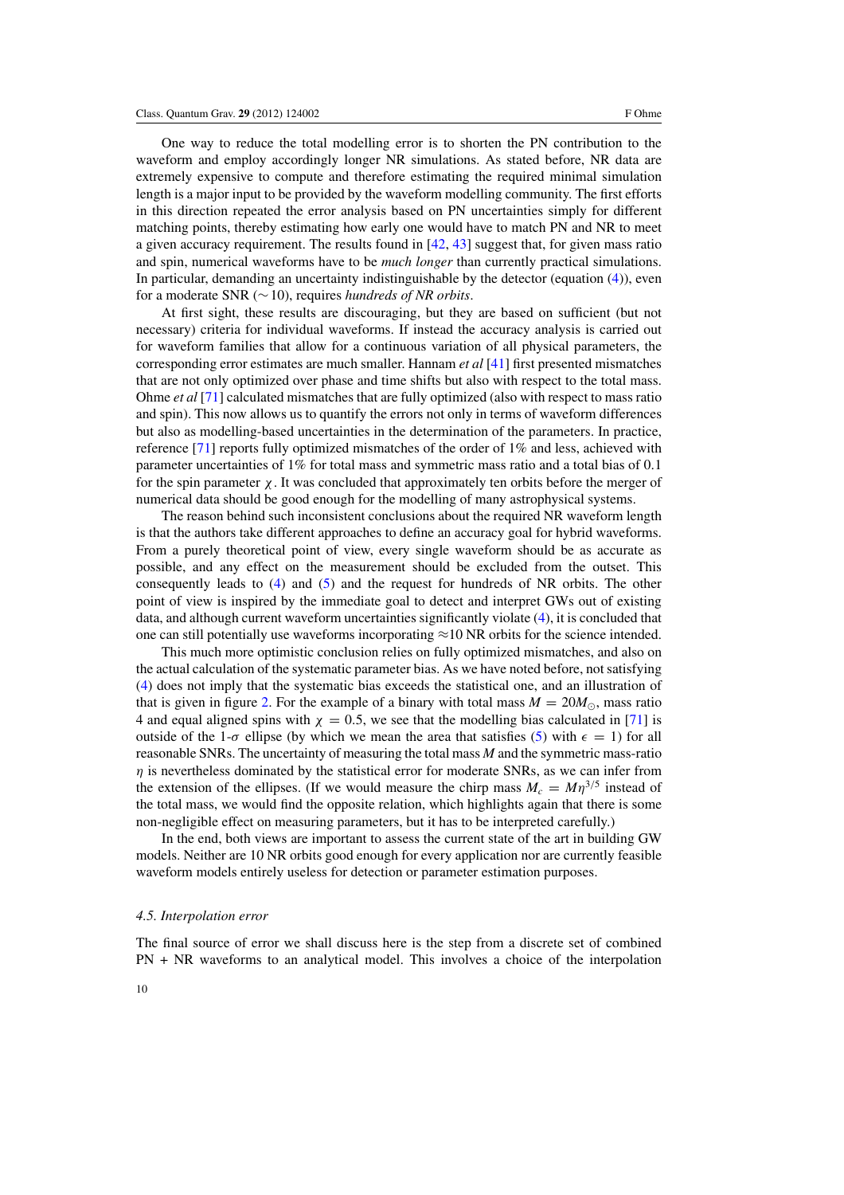One way to reduce the total modelling error is to shorten the PN contribution to the waveform and employ accordingly longer NR simulations. As stated before, NR data are extremely expensive to compute and therefore estimating the required minimal simulation length is a major input to be provided by the waveform modelling community. The first efforts in this direction repeated the error analysis based on PN uncertainties simply for different matching points, thereby estimating how early one would have to match PN and NR to meet a given accuracy requirement. The results found in [42, 43] suggest that, for given mass ratio and spin, numerical waveforms have to be *much longer* than currently practical simulations. In particular, demanding an uncertainty indistinguishable by the detector (equation (4)), even for a moderate SNR ($\sim 10$), requires *hundreds of NR orbits*.

At first sight, these results are discouraging, but they are based on sufficient (but not necessary) criteria for individual waveforms. If instead the accuracy analysis is carried out for waveform families that allow for a continuous variation of all physical parameters, the corresponding error estimates are much smaller. Hannam *et al* [41] first presented mismatches that are not only optimized over phase and time shifts but also with respect to the total mass. Ohme *et al* [71] calculated mismatches that are fully optimized (also with respect to mass ratio and spin). This now allows us to quantify the errors not only in terms of waveform differences but also as modelling-based uncertainties in the determination of the parameters. In practice, reference [71] reports fully optimized mismatches of the order of 1% and less, achieved with parameter uncertainties of 1% for total mass and symmetric mass ratio and a total bias of 0.1 for the spin parameter $\chi$. It was concluded that approximately ten orbits before the merger of numerical data should be good enough for the modelling of many astrophysical systems.

The reason behind such inconsistent conclusions about the required NR waveform length is that the authors take different approaches to define an accuracy goal for hybrid waveforms. From a purely theoretical point of view, every single waveform should be as accurate as possible, and any effect on the measurement should be excluded from the outset. This consequently leads to (4) and (5) and the request for hundreds of NR orbits. The other point of view is inspired by the immediate goal to detect and interpret GWs out of existing data, and although current waveform uncertainties significantly violate (4), it is concluded that one can still potentially use waveforms incorporating $\approx$10 NR orbits for the science intended.

This much more optimistic conclusion relies on fully optimized mismatches, and also on the actual calculation of the systematic parameter bias. As we have noted before, not satisfying (4) does not imply that the systematic bias exceeds the statistical one, and an illustration of that is given in figure 2. For the example of a binary with total mass $M = 20M_{\odot}$, mass ratio 4 and equal aligned spins with $\chi = 0.5$, we see that the modelling bias calculated in [71] is outside of the 1-$\sigma$ ellipse (by which we mean the area that satisfies (5) with $\epsilon = 1$) for all reasonable SNRs. The uncertainty of measuring the total mass $M$ and the symmetric mass-ratio $\eta$ is nevertheless dominated by the statistical error for moderate SNRs, as we can infer from the extension of the ellipses. (If we would measure the chirp mass $M_c = M\eta^{3/5}$ instead of the total mass, we would find the opposite relation, which highlights again that there is some non-negligible effect on measuring parameters, but it has to be interpreted carefully.)

In the end, both views are important to assess the current state of the art in building GW models. Neither are 10 NR orbits good enough for every application nor are currently feasible waveform models entirely useless for detection or parameter estimation purposes.

### *4.5. Interpolation error*

The final source of error we shall discuss here is the step from a discrete set of combined PN + NR waveforms to an analytical model. This involves a choice of the interpolation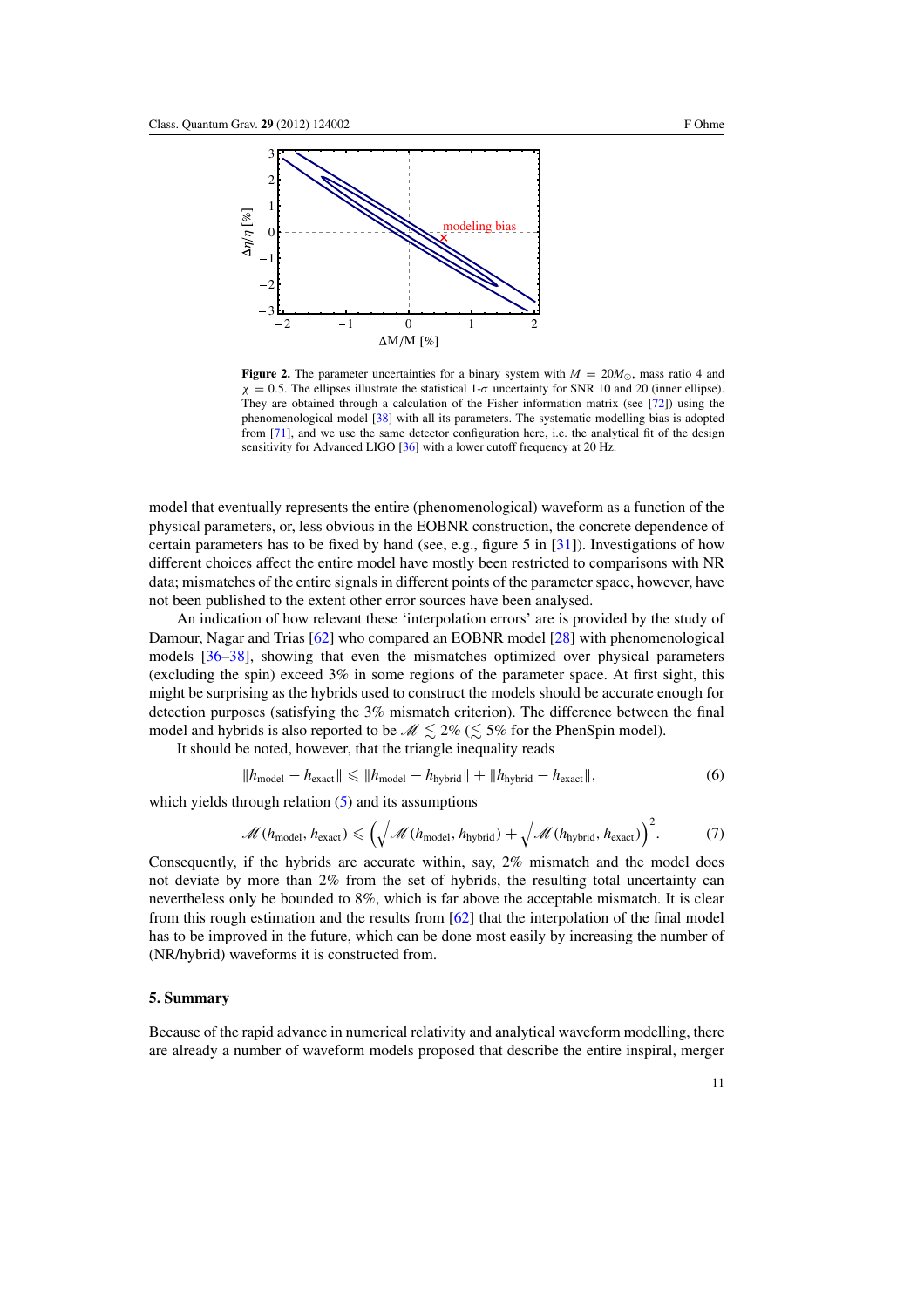**Figure 2.** The parameter uncertainties for a binary system with $M = 20M_{\odot}$, mass ratio 4 and $\chi = 0.5$. The ellipses illustrate the statistical 1-$\sigma$ uncertainty for SNR 10 and 20 (inner ellipse). They are obtained through a calculation of the Fisher information matrix (see [72]) using the phenomenological model [38] with all its parameters. The systematic modelling bias is adopted from [71], and we use the same detector configuration here, i.e. the analytical fit of the design sensitivity for Advanced LIGO [36] with a lower cutoff frequency at 20 Hz.

model that eventually represents the entire (phenomenological) waveform as a function of the physical parameters, or, less obvious in the EOBNR construction, the concrete dependence of certain parameters has to be fixed by hand (see, e.g., figure 5 in [31]). Investigations of how different choices affect the entire model have mostly been restricted to comparisons with NR data; mismatches of the entire signals in different points of the parameter space, however, have not been published to the extent other error sources have been analysed.

An indication of how relevant these 'interpolation errors' are is provided by the study of Damour, Nagar and Trias [62] who compared an EOBNR model [28] with phenomenological models [36–38], showing that even the mismatches optimized over physical parameters (excluding the spin) exceed 3% in some regions of the parameter space. At first sight, this might be surprising as the hybrids used to construct the models should be accurate enough for detection purposes (satisfying the 3% mismatch criterion). The difference between the final model and hybrids is also reported to be $\mathscr{M} \lesssim 2\%$ ($\lesssim 5\%$ for the PhenSpin model).

It should be noted, however, that the triangle inequality reads

$$\|h_{\text{model}} - h_{\text{exact}}\| \leqslant \|h_{\text{model}} - h_{\text{hybrid}}\| + \|h_{\text{hybrid}} - h_{\text{exact}}\|, \tag{6}$$

which yields through relation (5) and its assumptions

$$\mathscr{M}(h_{\text{model}}, h_{\text{exact}}) \leqslant \left(\sqrt{\mathscr{M}(h_{\text{model}}, h_{\text{hybrid}})} + \sqrt{\mathscr{M}(h_{\text{hybrid}}, h_{\text{exact}})}\right)^2. \tag{7}$$

Consequently, if the hybrids are accurate within, say, 2% mismatch and the model does not deviate by more than 2% from the set of hybrids, the resulting total uncertainty can nevertheless only be bounded to 8%, which is far above the acceptable mismatch. It is clear from this rough estimation and the results from [62] that the interpolation of the final model has to be improved in the future, which can be done most easily by increasing the number of (NR/hybrid) waveforms it is constructed from.

## 5. Summary

Because of the rapid advance in numerical relativity and analytical waveform modelling, there are already a number of waveform models proposed that describe the entire inspiral, merger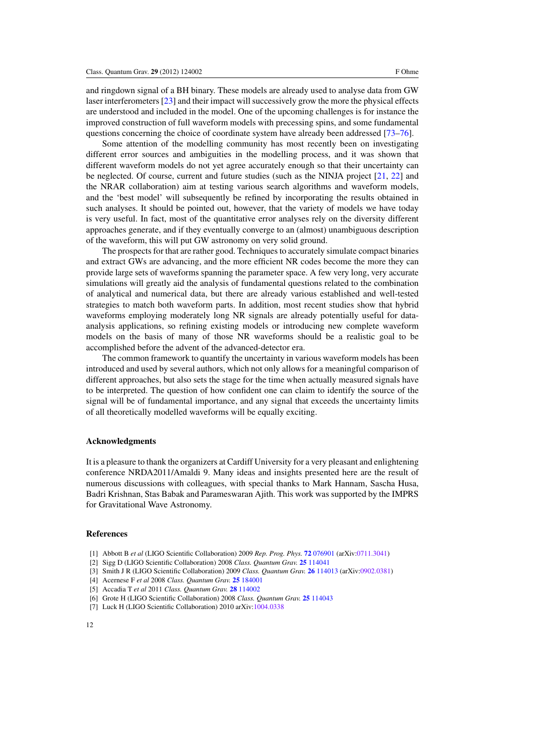and ringdown signal of a BH binary. These models are already used to analyse data from GW laser interferometers [23] and their impact will successively grow the more the physical effects are understood and included in the model. One of the upcoming challenges is for instance the improved construction of full waveform models with precessing spins, and some fundamental questions concerning the choice of coordinate system have already been addressed [73–76].

Some attention of the modelling community has most recently been on investigating different error sources and ambiguities in the modelling process, and it was shown that different waveform models do not yet agree accurately enough so that their uncertainty can be neglected. Of course, current and future studies (such as the NINJA project [21, 22] and the NRAR collaboration) aim at testing various search algorithms and waveform models, and the 'best model' will subsequently be refined by incorporating the results obtained in such analyses. It should be pointed out, however, that the variety of models we have today is very useful. In fact, most of the quantitative error analyses rely on the diversity different approaches generate, and if they eventually converge to an (almost) unambiguous description of the waveform, this will put GW astronomy on very solid ground.

The prospects for that are rather good. Techniques to accurately simulate compact binaries and extract GWs are advancing, and the more efficient NR codes become the more they can provide large sets of waveforms spanning the parameter space. A few very long, very accurate simulations will greatly aid the analysis of fundamental questions related to the combination of analytical and numerical data, but there are already various established and well-tested strategies to match both waveform parts. In addition, most recent studies show that hybrid waveforms employing moderately long NR signals are already potentially useful for data-analysis applications, so refining existing models or introducing new complete waveform models on the basis of many of those NR waveforms should be a realistic goal to be accomplished before the advent of the advanced-detector era.

The common framework to quantify the uncertainty in various waveform models has been introduced and used by several authors, which not only allows for a meaningful comparison of different approaches, but also sets the stage for the time when actually measured signals have to be interpreted. The question of how confident one can claim to identify the source of the signal will be of fundamental importance, and any signal that exceeds the uncertainty limits of all theoretically modelled waveforms will be equally exciting.

## Acknowledgments

It is a pleasure to thank the organizers at Cardiff University for a very pleasant and enlightening conference NRDA2011/Amaldi 9. Many ideas and insights presented here are the result of numerous discussions with colleagues, with special thanks to Mark Hannam, Sascha Husa, Badri Krishnan, Stas Babak and Parameswaran Ajith. This work was supported by the IMPRS for Gravitational Wave Astronomy.

## References

[1] Abbott B *et al* (LIGO Scientific Collaboration) 2009 *Rep. Prog. Phys.* **72** 076901 (arXiv:0711.3041)
[2] Sigg D (LIGO Scientific Collaboration) 2008 *Class. Quantum Grav.* **25** 114041
[3] Smith J R (LIGO Scientific Collaboration) 2009 *Class. Quantum Grav.* **26** 114013 (arXiv:0902.0381)
[4] Acernese F *et al* 2008 *Class. Quantum Grav.* **25** 184001
[5] Accadia T *et al* 2011 *Class. Quantum Grav.* **28** 114002
[6] Grote H (LIGO Scientific Collaboration) 2008 *Class. Quantum Grav.* **25** 114043
[7] Luck H (LIGO Scientific Collaboration) 2010 arXiv:1004.0338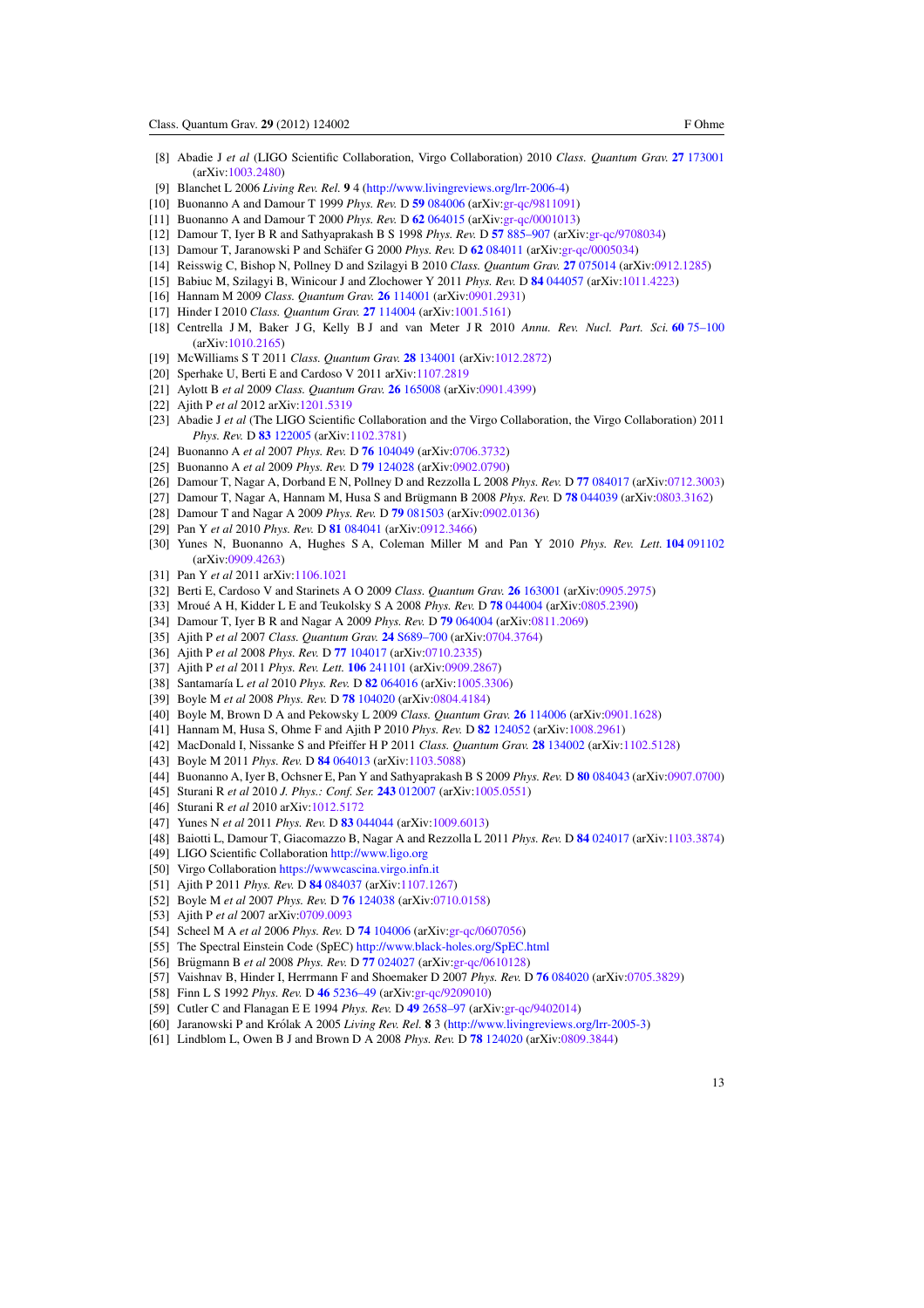[8] Abadie J *et al* (LIGO Scientific Collaboration, Virgo Collaboration) 2010 *Class. Quantum Grav.* **27** 173001 (arXiv:1003.2480)

[9] Blanchet L 2006 *Living Rev. Rel.* **9** 4 (http://www.livingreviews.org/lrr-2006-4)

[10] Buonanno A and Damour T 1999 *Phys. Rev.* D **59** 084006 (arXiv:gr-qc/9811091)

[11] Buonanno A and Damour T 2000 *Phys. Rev.* D **62** 064015 (arXiv:gr-qc/0001013)

[12] Damour T, Iyer B R and Sathyaprakash B S 1998 *Phys. Rev.* D **57** 885–907 (arXiv:gr-qc/9708034)

[13] Damour T, Jaranowski P and Schäfer G 2000 *Phys. Rev.* D **62** 084011 (arXiv:gr-qc/0005034)

[14] Reisswig C, Bishop N, Pollney D and Szilagyi B 2010 *Class. Quantum Grav.* **27** 075014 (arXiv:0912.1285)

[15] Babiuc M, Szilagyi B, Winicour J and Zlochower Y 2011 *Phys. Rev.* D **84** 044057 (arXiv:1011.4223)

[16] Hannam M 2009 *Class. Quantum Grav.* **26** 114001 (arXiv:0901.2931)

[17] Hinder I 2010 *Class. Quantum Grav.* **27** 114004 (arXiv:1001.5161)

[18] Centrella J M, Baker J G, Kelly B J and van Meter J R 2010 *Annu. Rev. Nucl. Part. Sci.* **60** 75–100 (arXiv:1010.2165)

[19] McWilliams S T 2011 *Class. Quantum Grav.* **28** 134001 (arXiv:1012.2872)

[20] Sperhake U, Berti E and Cardoso V 2011 arXiv:1107.2819

[21] Aylott B *et al* 2009 *Class. Quantum Grav.* **26** 165008 (arXiv:0901.4399)

[22] Ajith P *et al* 2012 arXiv:1201.5319

[23] Abadie J *et al* (The LIGO Scientific Collaboration and the Virgo Collaboration, the Virgo Collaboration) 2011 *Phys. Rev.* D **83** 122005 (arXiv:1102.3781)

[24] Buonanno A *et al* 2007 *Phys. Rev.* D **76** 104049 (arXiv:0706.3732)

[25] Buonanno A *et al* 2009 *Phys. Rev.* D **79** 124028 (arXiv:0902.0790)

[26] Damour T, Nagar A, Dorband E N, Pollney D and Rezzolla L 2008 *Phys. Rev.* D **77** 084017 (arXiv:0712.3003)

[27] Damour T, Nagar A, Hannam M, Husa S and Brügmann B 2008 *Phys. Rev.* D **78** 044039 (arXiv:0803.3162)

[28] Damour T and Nagar A 2009 *Phys. Rev.* D **79** 081503 (arXiv:0902.0136)

[29] Pan Y *et al* 2010 *Phys. Rev.* D **81** 084041 (arXiv:0912.3466)

[30] Yunes N, Buonanno A, Hughes S A, Coleman Miller M and Pan Y 2010 *Phys. Rev. Lett.* **104** 091102 (arXiv:0909.4263)

[31] Pan Y *et al* 2011 arXiv:1106.1021

[32] Berti E, Cardoso V and Starinets A O 2009 *Class. Quantum Grav.* **26** 163001 (arXiv:0905.2975)

[33] Mroué A H, Kidder L E and Teukolsky S A 2008 *Phys. Rev.* D **78** 044004 (arXiv:0805.2390)

[34] Damour T, Iyer B R and Nagar A 2009 *Phys. Rev.* D **79** 064004 (arXiv:0811.2069)

[35] Ajith P *et al* 2007 *Class. Quantum Grav.* **24** S689–700 (arXiv:0704.3764)

[36] Ajith P *et al* 2008 *Phys. Rev.* D **77** 104017 (arXiv:0710.2335)

[37] Ajith P *et al* 2011 *Phys. Rev. Lett.* **106** 241101 (arXiv:0909.2867)

[38] Santamaría L *et al* 2010 *Phys. Rev.* D **82** 064016 (arXiv:1005.3306)

[39] Boyle M *et al* 2008 *Phys. Rev.* D **78** 104020 (arXiv:0804.4184)

[40] Boyle M, Brown D A and Pekowsky L 2009 *Class. Quantum Grav.* **26** 114006 (arXiv:0901.1628)

[41] Hannam M, Husa S, Ohme F and Ajith P 2010 *Phys. Rev.* D **82** 124052 (arXiv:1008.2961)

[42] MacDonald I, Nissanke S and Pfeiffer H P 2011 *Class. Quantum Grav.* **28** 134002 (arXiv:1102.5128)

[43] Boyle M 2011 *Phys. Rev.* D **84** 064013 (arXiv:1103.5088)

[44] Buonanno A, Iyer B, Ochsner E, Pan Y and Sathyaprakash B S 2009 *Phys. Rev.* D **80** 084043 (arXiv:0907.0700)

[45] Sturani R *et al* 2010 *J. Phys.: Conf. Ser.* **243** 012007 (arXiv:1005.0551)

[46] Sturani R *et al* 2010 arXiv:1012.5172

[47] Yunes N *et al* 2011 *Phys. Rev.* D **83** 044044 (arXiv:1009.6013)

[48] Baiotti L, Damour T, Giacomazzo B, Nagar A and Rezzolla L 2011 *Phys. Rev.* D **84** 024017 (arXiv:1103.3874)

[49] LIGO Scientific Collaboration http://www.ligo.org

[50] Virgo Collaboration https://wwwcascina.virgo.infn.it

[51] Ajith P 2011 *Phys. Rev.* D **84** 084037 (arXiv:1107.1267)

[52] Boyle M *et al* 2007 *Phys. Rev.* D **76** 124038 (arXiv:0710.0158)

[53] Ajith P *et al* 2007 arXiv:0709.0093

[54] Scheel M A *et al* 2006 *Phys. Rev.* D **74** 104006 (arXiv:gr-qc/0607056)

[55] The Spectral Einstein Code (SpEC) http://www.black-holes.org/SpEC.html

[56] Brügmann B *et al* 2008 *Phys. Rev.* D **77** 024027 (arXiv:gr-qc/0610128)

[57] Vaishnav B, Hinder I, Herrmann F and Shoemaker D 2007 *Phys. Rev.* D **76** 084020 (arXiv:0705.3829)

[58] Finn L S 1992 *Phys. Rev.* D **46** 5236–49 (arXiv:gr-qc/9209010)

[59] Cutler C and Flanagan E E 1994 *Phys. Rev.* D **49** 2658–97 (arXiv:gr-qc/9402014)

[60] Jaranowski P and Królak A 2005 *Living Rev. Rel.* **8** 3 (http://www.livingreviews.org/lrr-2005-3)

[61] Lindblom L, Owen B J and Brown D A 2008 *Phys. Rev.* D **78** 124020 (arXiv:0809.3844)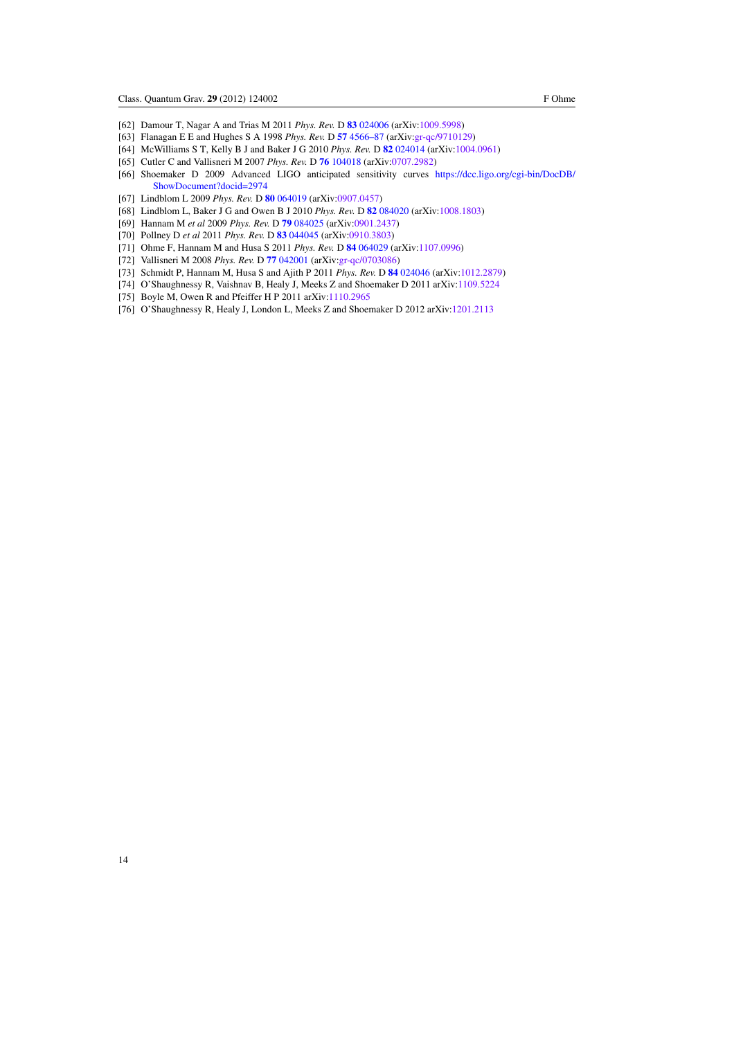[62] Damour T, Nagar A and Trias M 2011 *Phys. Rev.* D **83** 024006 (arXiv:1009.5998)
[63] Flanagan E E and Hughes S A 1998 *Phys. Rev.* D **57** 4566–87 (arXiv:gr-qc/9710129)
[64] McWilliams S T, Kelly B J and Baker J G 2010 *Phys. Rev.* D **82** 024014 (arXiv:1004.0961)
[65] Cutler C and Vallisneri M 2007 *Phys. Rev.* D **76** 104018 (arXiv:0707.2982)
[66] Shoemaker D 2009 Advanced LIGO anticipated sensitivity curves https://dcc.ligo.org/cgi-bin/DocDB/ShowDocument?docid=2974
[67] Lindblom L 2009 *Phys. Rev.* D **80** 064019 (arXiv:0907.0457)
[68] Lindblom L, Baker J G and Owen B J 2010 *Phys. Rev.* D **82** 084020 (arXiv:1008.1803)
[69] Hannam M *et al* 2009 *Phys. Rev.* D **79** 084025 (arXiv:0901.2437)
[70] Pollney D *et al* 2011 *Phys. Rev.* D **83** 044045 (arXiv:0910.3803)
[71] Ohme F, Hannam M and Husa S 2011 *Phys. Rev.* D **84** 064029 (arXiv:1107.0996)
[72] Vallisneri M 2008 *Phys. Rev.* D **77** 042001 (arXiv:gr-qc/0703086)
[73] Schmidt P, Hannam M, Husa S and Ajith P 2011 *Phys. Rev.* D **84** 024046 (arXiv:1012.2879)
[74] O'Shaughnessy R, Vaishnav B, Healy J, Meeks Z and Shoemaker D 2011 arXiv:1109.5224
[75] Boyle M, Owen R and Pfeiffer H P 2011 arXiv:1110.2965
[76] O'Shaughnessy R, Healy J, London L, Meeks Z and Shoemaker D 2012 arXiv:1201.2113